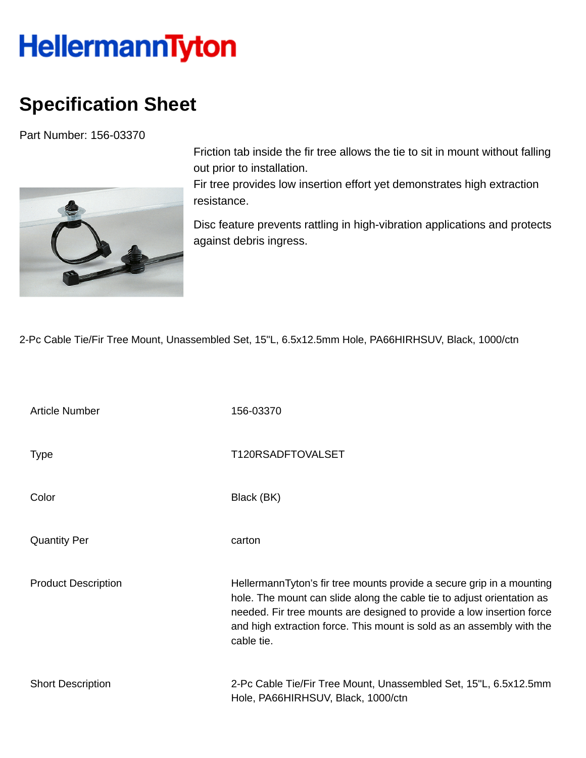# HellermannTyton

## Specification Sheet

Part Number: 156-03370

Friction tab inside the fir tree allows the tie to sit in mount without falling out prior to installation.
Fir tree provides low insertion effort yet demonstrates high extraction resistance.

Disc feature prevents rattling in high-vibration applications and protects against debris ingress.

2-Pc Cable Tie/Fir Tree Mount, Unassembled Set, 15"L, 6.5x12.5mm Hole, PA66HIRHSUV, Black, 1000/ctn

| | |
|---|---|
| Article Number | 156-03370 |
| Type | T120RSADFTOVALSET |
| Color | Black (BK) |
| Quantity Per | carton |
| Product Description | HellermannTyton's fir tree mounts provide a secure grip in a mounting hole. The mount can slide along the cable tie to adjust orientation as needed. Fir tree mounts are designed to provide a low insertion force and high extraction force. This mount is sold as an assembly with the cable tie. |
| Short Description | 2-Pc Cable Tie/Fir Tree Mount, Unassembled Set, 15"L, 6.5x12.5mm Hole, PA66HIRHSUV, Black, 1000/ctn |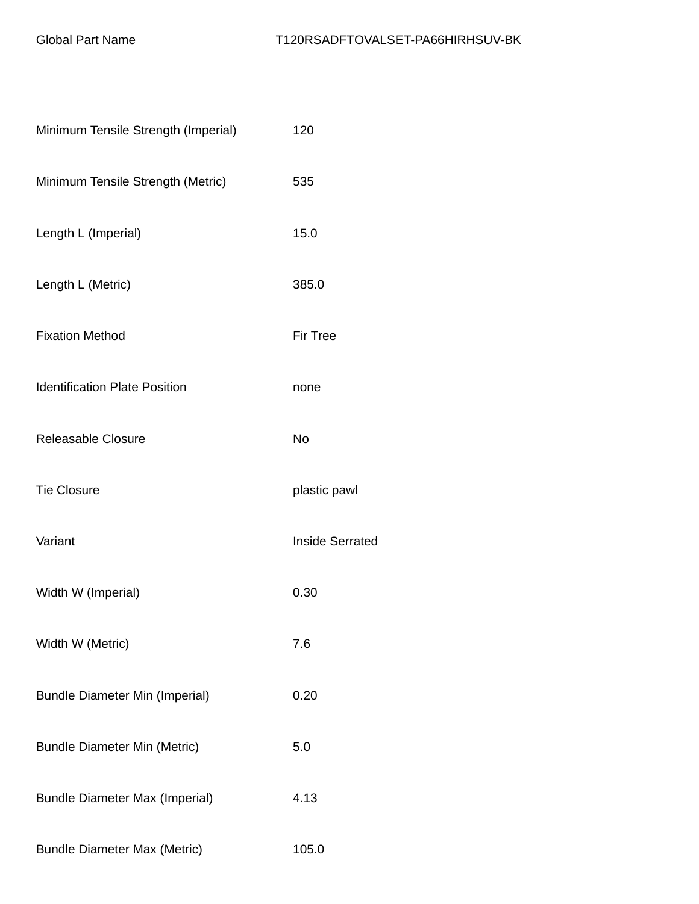| Global Part Name | T120RSADFTOVALSET-PA66HIRHSUV-BK |
|---|---|
| Minimum Tensile Strength (Imperial) | 120 |
| Minimum Tensile Strength (Metric) | 535 |
| Length L (Imperial) | 15.0 |
| Length L (Metric) | 385.0 |
| Fixation Method | Fir Tree |
| Identification Plate Position | none |
| Releasable Closure | No |
| Tie Closure | plastic pawl |
| Variant | Inside Serrated |
| Width W (Imperial) | 0.30 |
| Width W (Metric) | 7.6 |
| Bundle Diameter Min (Imperial) | 0.20 |
| Bundle Diameter Min (Metric) | 5.0 |
| Bundle Diameter Max (Imperial) | 4.13 |
| Bundle Diameter Max (Metric) | 105.0 |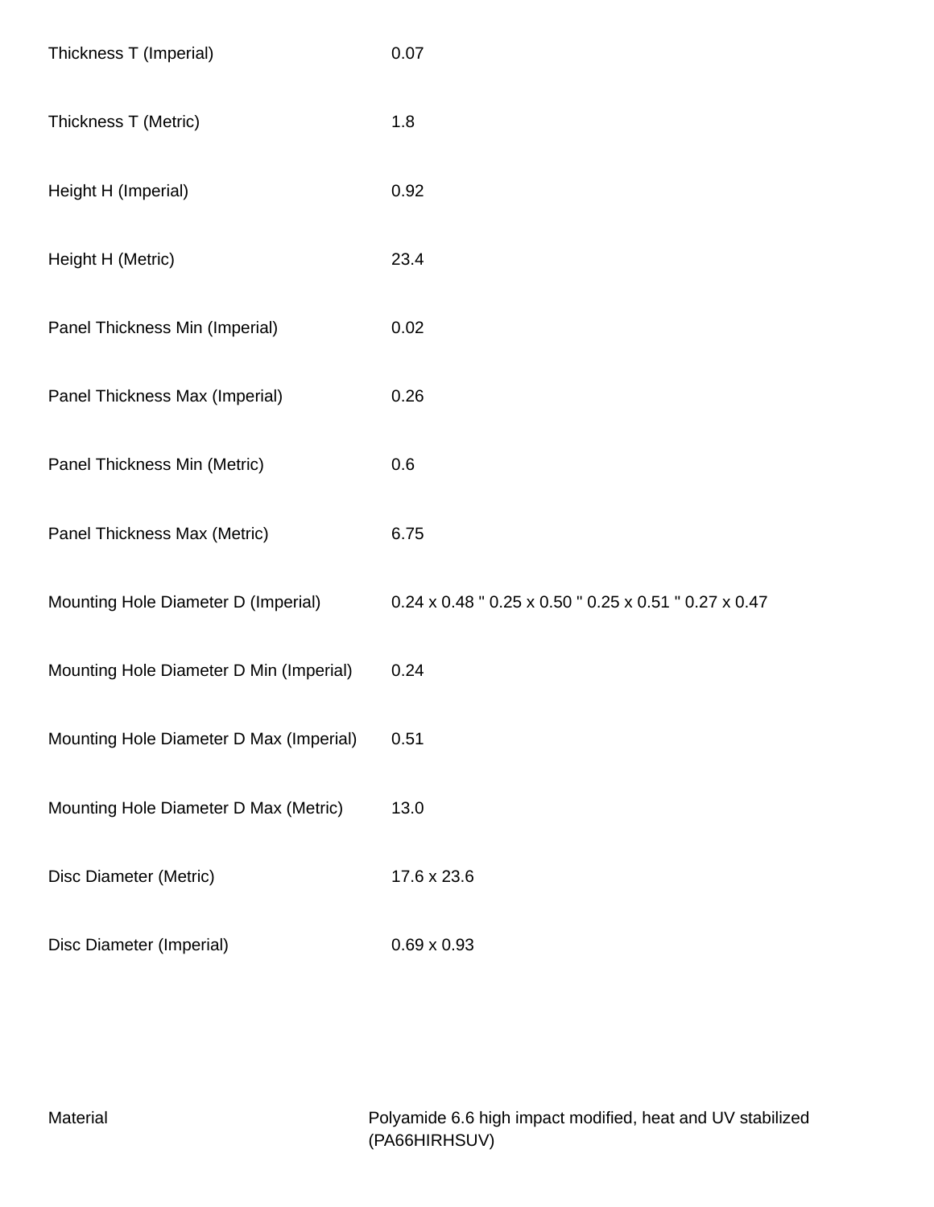| | |
|---|---|
| Thickness T (Imperial) | 0.07 |
| Thickness T (Metric) | 1.8 |
| Height H (Imperial) | 0.92 |
| Height H (Metric) | 23.4 |
| Panel Thickness Min (Imperial) | 0.02 |
| Panel Thickness Max (Imperial) | 0.26 |
| Panel Thickness Min (Metric) | 0.6 |
| Panel Thickness Max (Metric) | 6.75 |
| Mounting Hole Diameter D (Imperial) | 0.24 x 0.48 " 0.25 x 0.50 " 0.25 x 0.51 " 0.27 x 0.47 |
| Mounting Hole Diameter D Min (Imperial) | 0.24 |
| Mounting Hole Diameter D Max (Imperial) | 0.51 |
| Mounting Hole Diameter D Max (Metric) | 13.0 |
| Disc Diameter (Metric) | 17.6 x 23.6 |
| Disc Diameter (Imperial) | 0.69 x 0.93 |

| | |
|---|---|
| Material | Polyamide 6.6 high impact modified, heat and UV stabilized (PA66HIRHSUV) |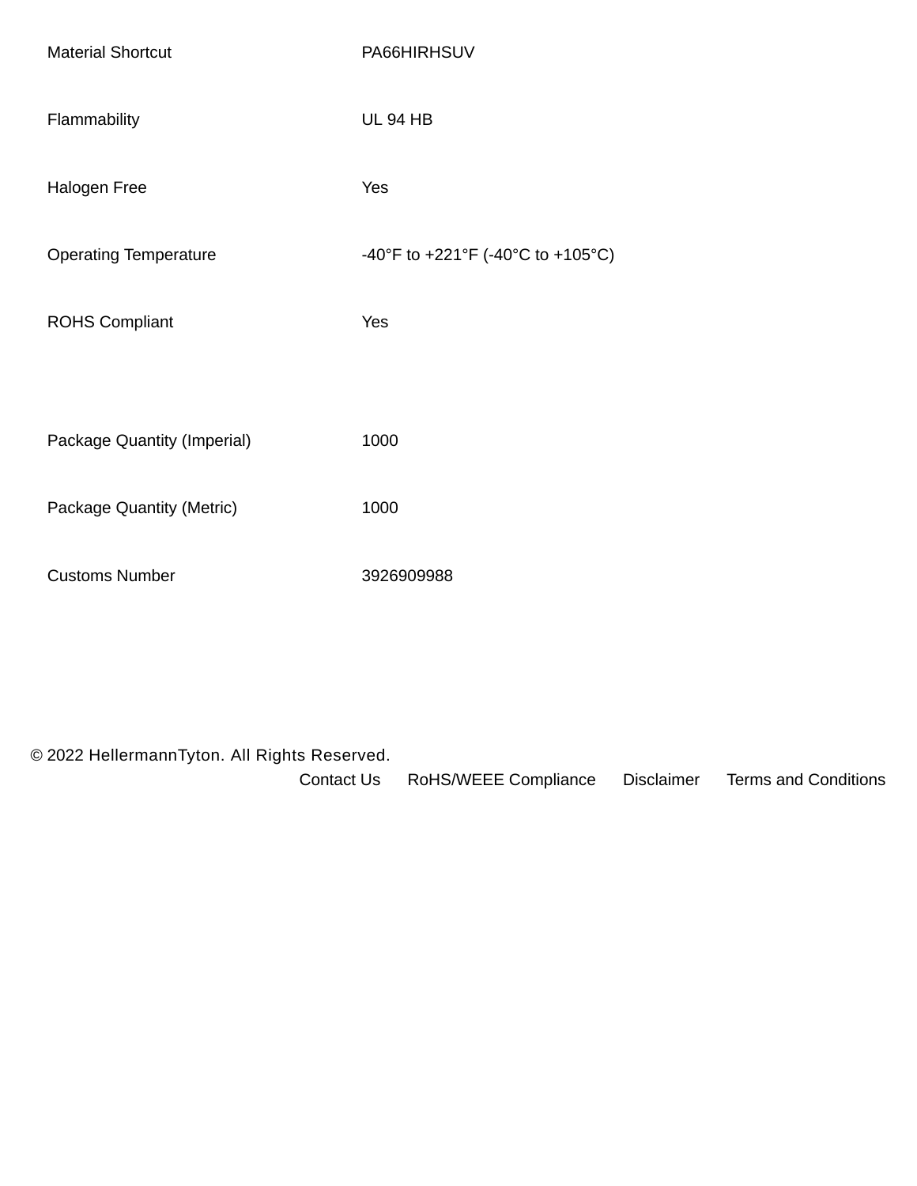| | |
|---|---|
| Material Shortcut | PA66HIRHSUV |
| Flammability | UL 94 HB |
| Halogen Free | Yes |
| Operating Temperature | -40°F to +221°F (-40°C to +105°C) |
| ROHS Compliant | Yes |

| | |
|---|---|
| Package Quantity (Imperial) | 1000 |
| Package Quantity (Metric) | 1000 |
| Customs Number | 3926909988 |

© 2022 HellermannTyton. All Rights Reserved.

Contact Us RoHS/WEEE Compliance Disclaimer Terms and Conditions